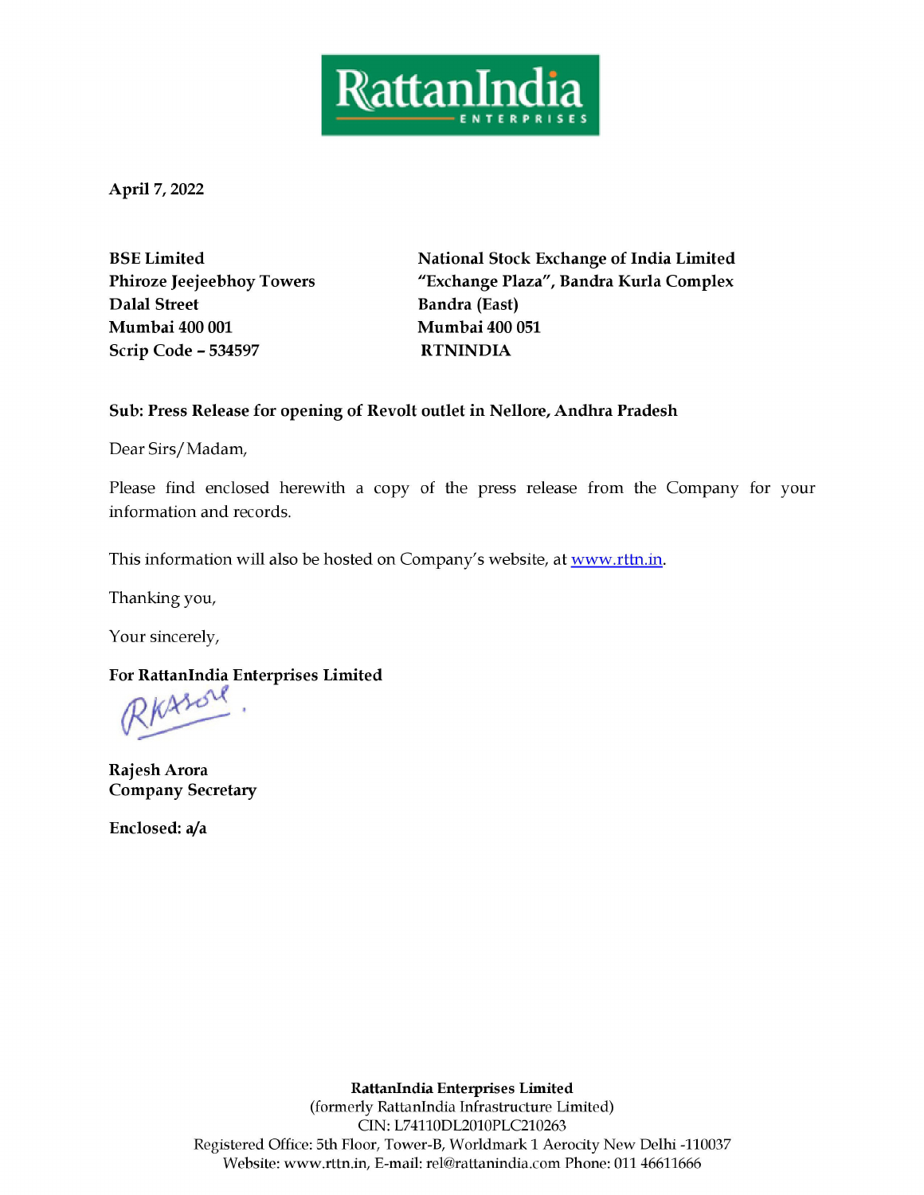**April 7, 2022**

**BSE Limited**
**Phiroze Jeejeebhoy Towers**
**Dalal Street**
**Mumbai 400 001**
**Scrip Code – 534597**

**National Stock Exchange of India Limited**
**"Exchange Plaza", Bandra Kurla Complex**
**Bandra (East)**
**Mumbai 400 051**
**RTNINDIA**

**Sub: Press Release for opening of Revolt outlet in Nellore, Andhra Pradesh**

Dear Sirs/Madam,

Please find enclosed herewith a copy of the press release from the Company for your information and records.

This information will also be hosted on Company's website, at www.rttn.in.

Thanking you,

Your sincerely,

**For RattanIndia Enterprises Limited**

**Rajesh Arora**
**Company Secretary**

**Enclosed: a/a**

**RattanIndia Enterprises Limited**
(formerly RattanIndia Infrastructure Limited)
CIN: L74110DL2010PLC210263
Registered Office: 5th Floor, Tower-B, Worldmark 1 Aerocity New Delhi -110037
Website: www.rttn.in, E-mail: rel@rattanindia.com Phone: 011 46611666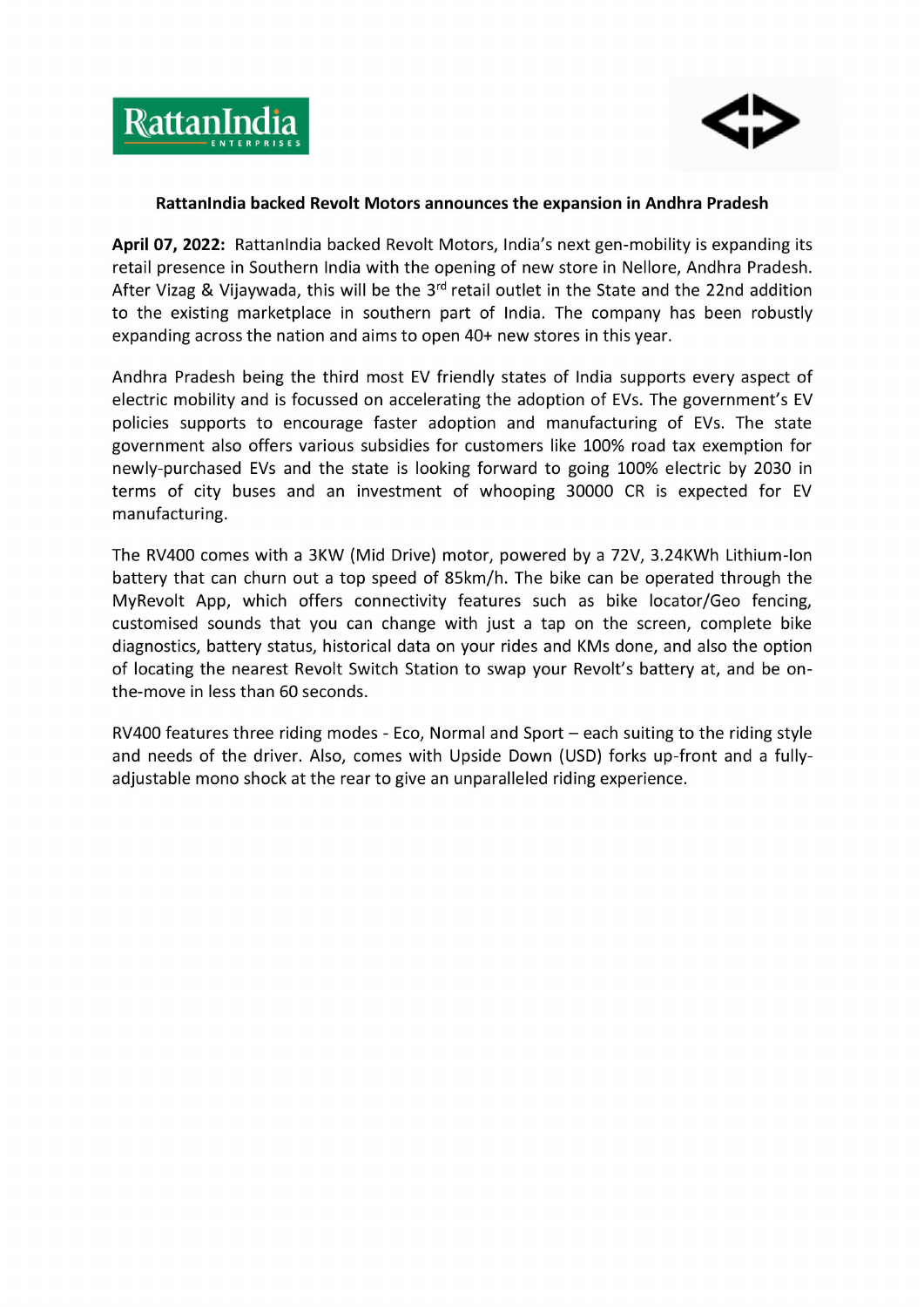**RattanIndia backed Revolt Motors announces the expansion in Andhra Pradesh**

**April 07, 2022:** RattanIndia backed Revolt Motors, India's next gen-mobility is expanding its retail presence in Southern India with the opening of new store in Nellore, Andhra Pradesh. After Vizag & Vijaywada, this will be the 3rd retail outlet in the State and the 22nd addition to the existing marketplace in southern part of India. The company has been robustly expanding across the nation and aims to open 40+ new stores in this year.

Andhra Pradesh being the third most EV friendly states of India supports every aspect of electric mobility and is focussed on accelerating the adoption of EVs. The government's EV policies supports to encourage faster adoption and manufacturing of EVs. The state government also offers various subsidies for customers like 100% road tax exemption for newly-purchased EVs and the state is looking forward to going 100% electric by 2030 in terms of city buses and an investment of whooping 30000 CR is expected for EV manufacturing.

The RV400 comes with a 3KW (Mid Drive) motor, powered by a 72V, 3.24KWh Lithium-Ion battery that can churn out a top speed of 85km/h. The bike can be operated through the MyRevolt App, which offers connectivity features such as bike locator/Geo fencing, customised sounds that you can change with just a tap on the screen, complete bike diagnostics, battery status, historical data on your rides and KMs done, and also the option of locating the nearest Revolt Switch Station to swap your Revolt's battery at, and be on-the-move in less than 60 seconds.

RV400 features three riding modes - Eco, Normal and Sport – each suiting to the riding style and needs of the driver. Also, comes with Upside Down (USD) forks up-front and a fully-adjustable mono shock at the rear to give an unparalleled riding experience.